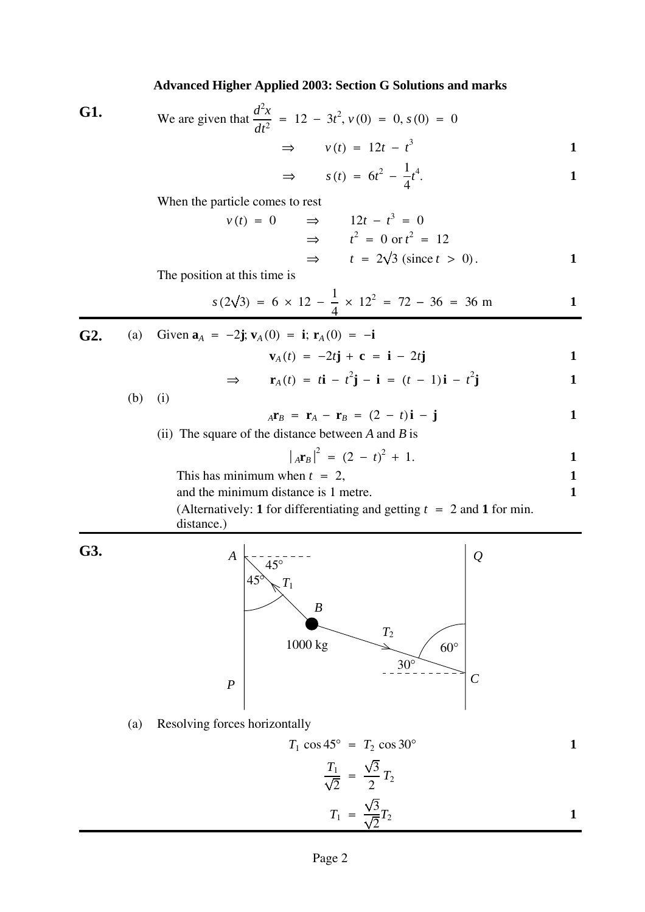# Advanced Higher Applied 2003: Section G Solutions and marks

**G1.**

We are given that $\frac{d^2x}{dt^2} = 12 - 3t^2, v(0) = 0, s(0) = 0$

$$\Rightarrow \quad v(t) = 12t - t^3 \qquad \textbf{1}$$

$$\Rightarrow \quad s(t) = 6t^2 - \frac{1}{4}t^4. \qquad \textbf{1}$$

When the particle comes to rest

$$v(t) = 0 \quad \Rightarrow \quad 12t - t^3 = 0$$

$$\Rightarrow \quad t^2 = 0 \text{ or } t^2 = 12$$

$$\Rightarrow \quad t = 2\sqrt{3} \text{ (since } t > 0). \qquad \textbf{1}$$

The position at this time is

$$s(2\sqrt{3}) = 6 \times 12 - \frac{1}{4} \times 12^2 = 72 - 36 = 36 \text{ m} \qquad \textbf{1}$$

---

**G2.**

(a) Given $\mathbf{a}_A = -2\mathbf{j}$; $\mathbf{v}_A(0) = \mathbf{i}$; $\mathbf{r}_A(0) = -\mathbf{i}$

$$\mathbf{v}_A(t) = -2t\mathbf{j} + \mathbf{c} = \mathbf{i} - 2t\mathbf{j} \qquad \textbf{1}$$

$$\Rightarrow \quad \mathbf{r}_A(t) = t\mathbf{i} - t^2\mathbf{j} - \mathbf{i} = (t-1)\mathbf{i} - t^2\mathbf{j} \qquad \textbf{1}$$

(b) (i)

$$_A\mathbf{r}_B = \mathbf{r}_A - \mathbf{r}_B = (2-t)\mathbf{i} - \mathbf{j} \qquad \textbf{1}$$

(ii) The square of the distance between $A$ and $B$ is

$$|_A\mathbf{r}_B|^2 = (2-t)^2 + 1. \qquad \textbf{1}$$

This has minimum when $t = 2$, **1**

and the minimum distance is 1 metre. **1**

(Alternatively: **1** for differentiating and getting $t = 2$ and **1** for min. distance.)

---

**G3.**

(a) Resolving forces horizontally

$$T_1 \cos 45° = T_2 \cos 30° \qquad \textbf{1}$$

$$\frac{T_1}{\sqrt{2}} = \frac{\sqrt{3}}{2} T_2$$

$$T_1 = \frac{\sqrt{3}}{\sqrt{2}} T_2 \qquad \textbf{1}$$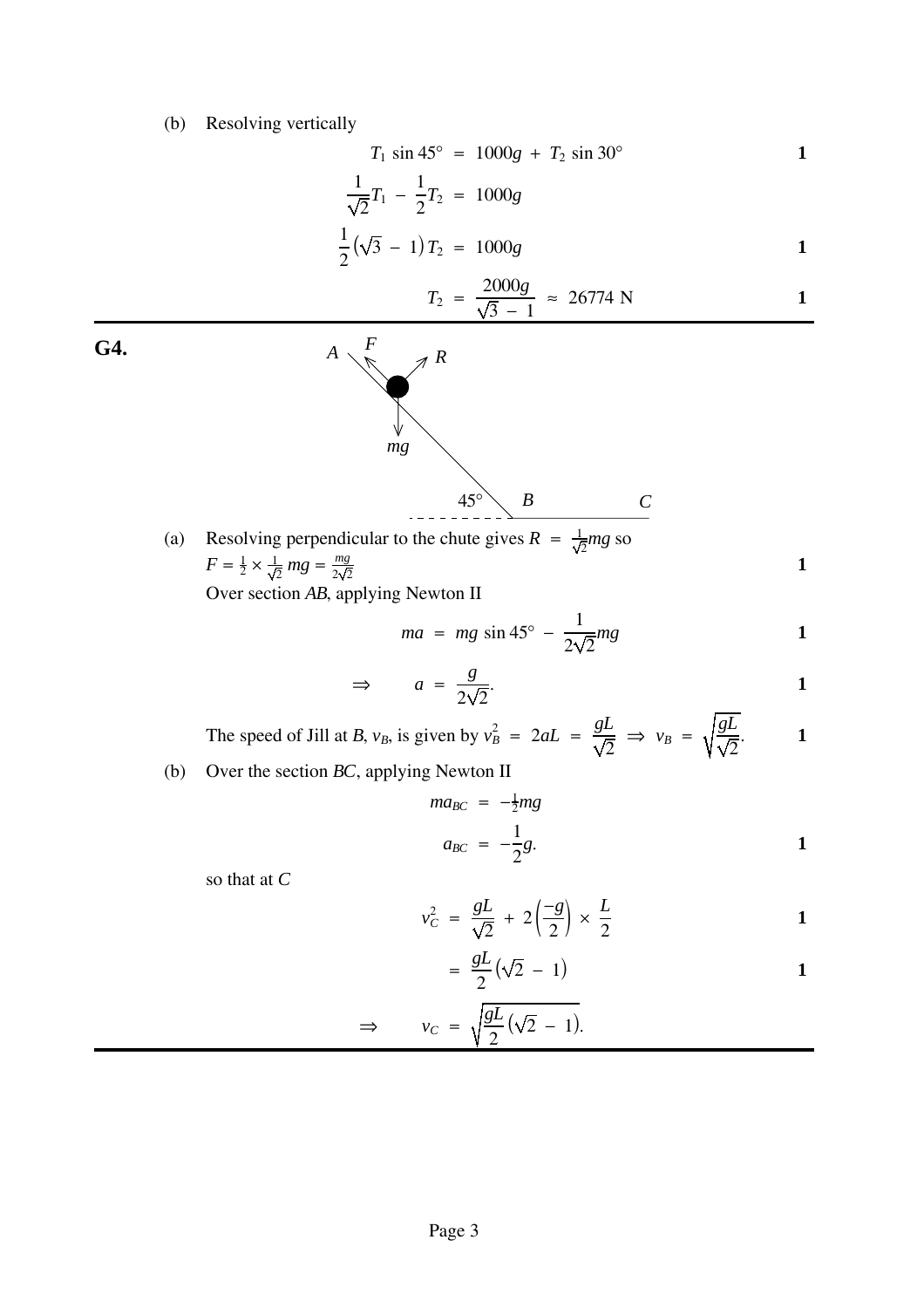(b) Resolving vertically

$$T_1 \sin 45° = 1000g + T_2 \sin 30° \qquad \textbf{1}$$

$$\frac{1}{\sqrt{2}}T_1 - \frac{1}{2}T_2 = 1000g$$

$$\frac{1}{2}\left(\sqrt{3} - 1\right)T_2 = 1000g \qquad \textbf{1}$$

$$T_2 = \frac{2000g}{\sqrt{3} - 1} \approx 26774 \text{ N} \qquad \textbf{1}$$

---

**G4.**

(a) Resolving perpendicular to the chute gives $R = \frac{1}{\sqrt{2}}mg$ so $F = \frac{1}{2} \times \frac{1}{\sqrt{2}}\, mg = \frac{mg}{2\sqrt{2}}$ **1**

Over section *AB*, applying Newton II

$$ma = mg \sin 45° - \frac{1}{2\sqrt{2}}mg \qquad \textbf{1}$$

$$\Rightarrow \qquad a = \frac{g}{2\sqrt{2}}. \qquad \textbf{1}$$

The speed of Jill at *B*, $v_B$, is given by $v_B^2 = 2aL = \dfrac{gL}{\sqrt{2}} \Rightarrow v_B = \sqrt{\dfrac{gL}{\sqrt{2}}}.$ **1**

(b) Over the section *BC*, applying Newton II

$$ma_{BC} = -\tfrac{1}{2}mg$$

$$a_{BC} = -\frac{1}{2}g. \qquad \textbf{1}$$

so that at *C*

$$v_C^2 = \frac{gL}{\sqrt{2}} + 2\left(\frac{-g}{2}\right) \times \frac{L}{2} \qquad \textbf{1}$$

$$= \frac{gL}{2}\left(\sqrt{2} - 1\right) \qquad \textbf{1}$$

$$\Rightarrow \qquad v_C = \sqrt{\frac{gL}{2}\left(\sqrt{2} - 1\right)}.$$

---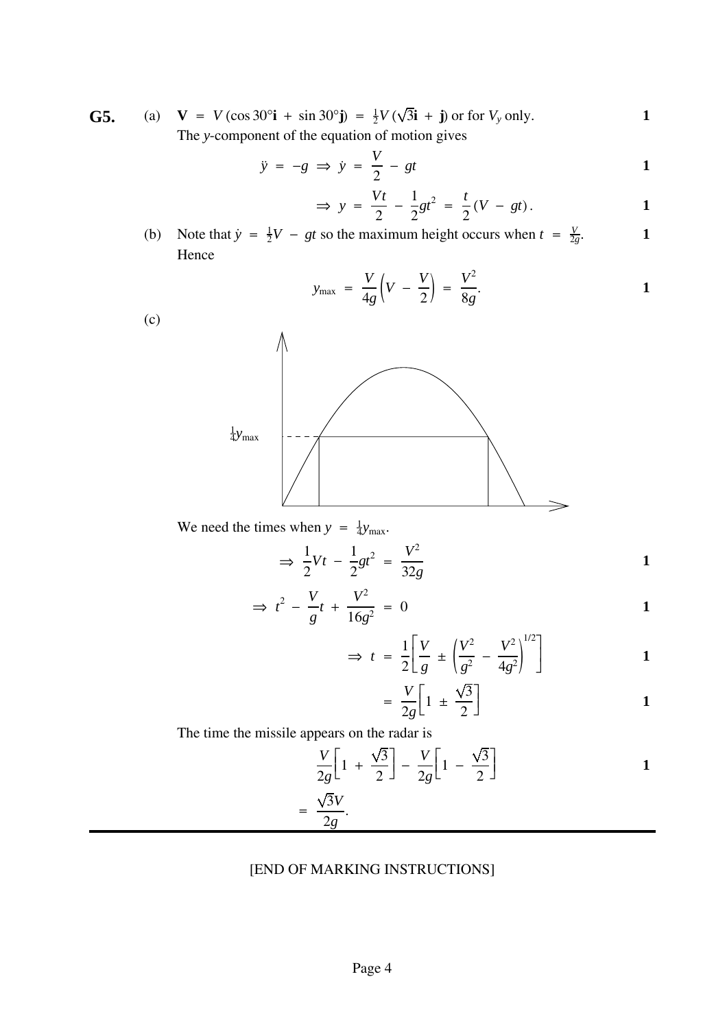**G5.** (a) $\mathbf{V} = V(\cos 30°\mathbf{i} + \sin 30°\mathbf{j}) = \frac{1}{2}V(\sqrt{3}\mathbf{i} + \mathbf{j})$ or for $V_y$ only. **1**

The $y$-component of the equation of motion gives

$$\ddot{y} = -g \Rightarrow \dot{y} = \frac{V}{2} - gt \qquad \mathbf{1}$$

$$\Rightarrow y = \frac{Vt}{2} - \frac{1}{2}gt^2 = \frac{t}{2}(V - gt). \qquad \mathbf{1}$$

(b) Note that $\dot{y} = \frac{1}{2}V - gt$ so the maximum height occurs when $t = \frac{V}{2g}$. **1**

Hence

$$y_{\max} = \frac{V}{4g}\left(V - \frac{V}{2}\right) = \frac{V^2}{8g}. \qquad \mathbf{1}$$

(c)

$\frac{1}{4}y_{\max}$

We need the times when $y = \frac{1}{4}y_{\max}$.

$$\Rightarrow \frac{1}{2}Vt - \frac{1}{2}gt^2 = \frac{V^2}{32g} \qquad \mathbf{1}$$

$$\Rightarrow t^2 - \frac{V}{g}t + \frac{V^2}{16g^2} = 0 \qquad \mathbf{1}$$

$$\Rightarrow t = \frac{1}{2}\left[\frac{V}{g} \pm \left(\frac{V^2}{g^2} - \frac{V^2}{4g^2}\right)^{1/2}\right] \qquad \mathbf{1}$$

$$= \frac{V}{2g}\left[1 \pm \frac{\sqrt{3}}{2}\right] \qquad \mathbf{1}$$

The time the missile appears on the radar is

$$\frac{V}{2g}\left[1 + \frac{\sqrt{3}}{2}\right] - \frac{V}{2g}\left[1 - \frac{\sqrt{3}}{2}\right] \qquad \mathbf{1}$$

$$= \frac{\sqrt{3}V}{2g}.$$

[END OF MARKING INSTRUCTIONS]